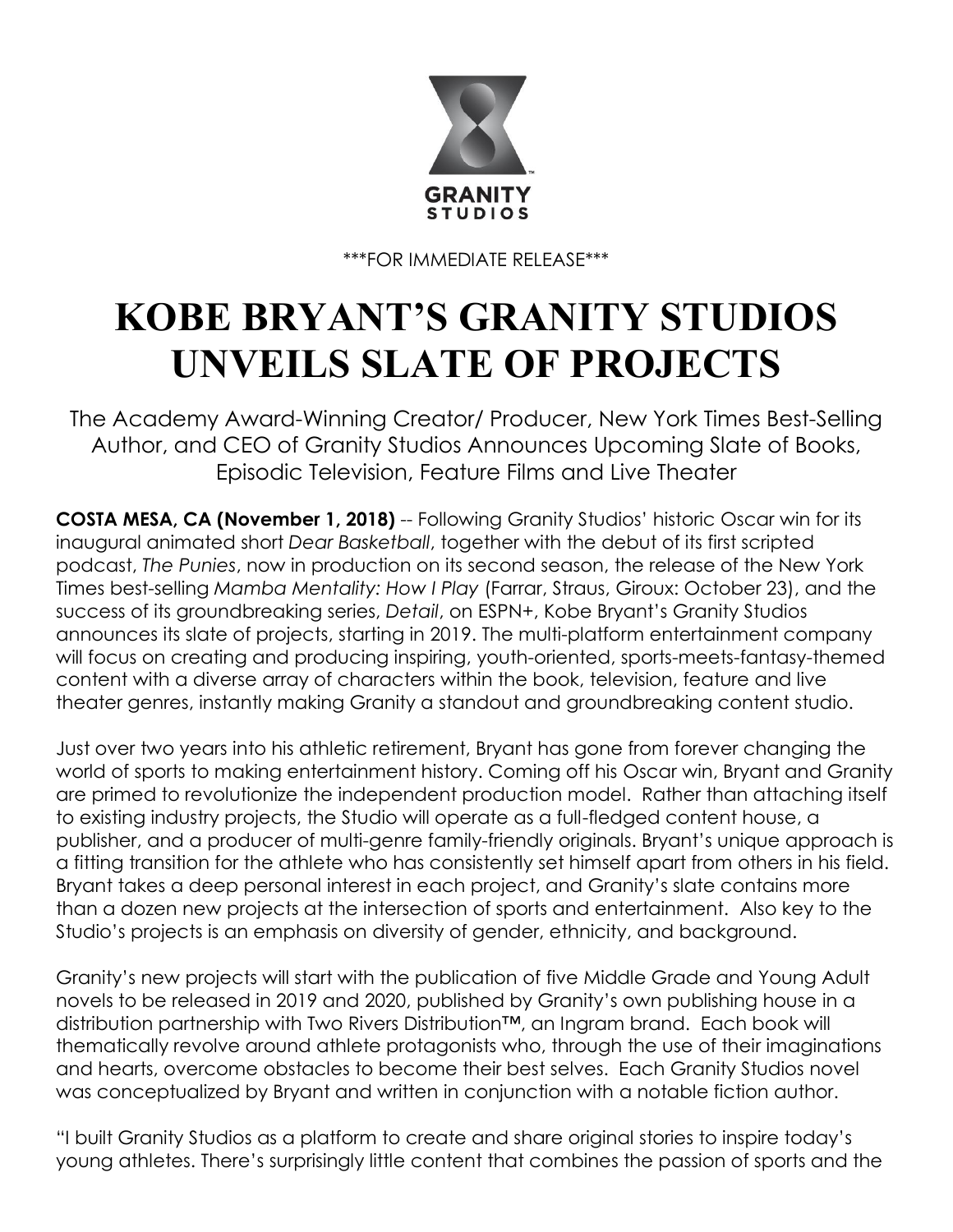GRANITY STUDIOS

***FOR IMMEDIATE RELEASE***

# KOBE BRYANT'S GRANITY STUDIOS UNVEILS SLATE OF PROJECTS

The Academy Award-Winning Creator/ Producer, New York Times Best-Selling Author, and CEO of Granity Studios Announces Upcoming Slate of Books, Episodic Television, Feature Films and Live Theater

**COSTA MESA, CA (November 1, 2018)** -- Following Granity Studios' historic Oscar win for its inaugural animated short *Dear Basketball*, together with the debut of its first scripted podcast, *The Punies*, now in production on its second season, the release of the New York Times best-selling *Mamba Mentality: How I Play* (Farrar, Straus, Giroux: October 23), and the success of its groundbreaking series, *Detail*, on ESPN+, Kobe Bryant's Granity Studios announces its slate of projects, starting in 2019. The multi-platform entertainment company will focus on creating and producing inspiring, youth-oriented, sports-meets-fantasy-themed content with a diverse array of characters within the book, television, feature and live theater genres, instantly making Granity a standout and groundbreaking content studio.

Just over two years into his athletic retirement, Bryant has gone from forever changing the world of sports to making entertainment history. Coming off his Oscar win, Bryant and Granity are primed to revolutionize the independent production model. Rather than attaching itself to existing industry projects, the Studio will operate as a full-fledged content house, a publisher, and a producer of multi-genre family-friendly originals. Bryant's unique approach is a fitting transition for the athlete who has consistently set himself apart from others in his field. Bryant takes a deep personal interest in each project, and Granity's slate contains more than a dozen new projects at the intersection of sports and entertainment. Also key to the Studio's projects is an emphasis on diversity of gender, ethnicity, and background.

Granity's new projects will start with the publication of five Middle Grade and Young Adult novels to be released in 2019 and 2020, published by Granity's own publishing house in a distribution partnership with Two Rivers Distribution™, an Ingram brand. Each book will thematically revolve around athlete protagonists who, through the use of their imaginations and hearts, overcome obstacles to become their best selves. Each Granity Studios novel was conceptualized by Bryant and written in conjunction with a notable fiction author.

"I built Granity Studios as a platform to create and share original stories to inspire today's young athletes. There's surprisingly little content that combines the passion of sports and the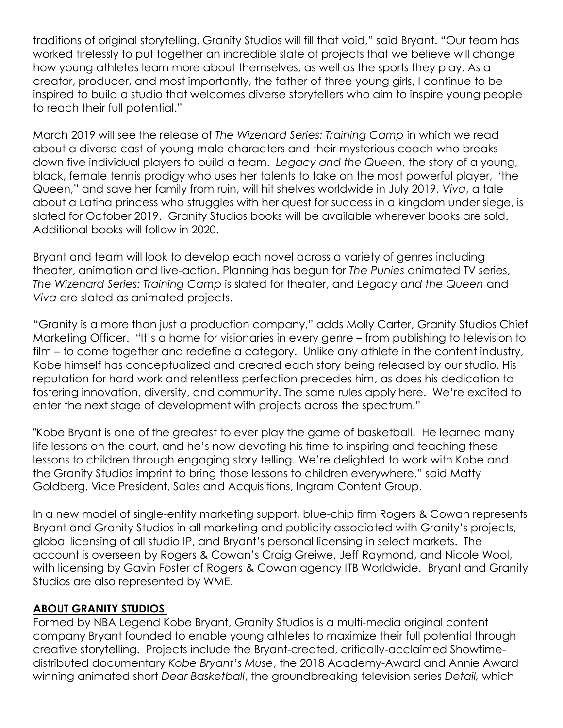traditions of original storytelling. Granity Studios will fill that void," said Bryant. "Our team has worked tirelessly to put together an incredible slate of projects that we believe will change how young athletes learn more about themselves, as well as the sports they play. As a creator, producer, and most importantly, the father of three young girls, I continue to be inspired to build a studio that welcomes diverse storytellers who aim to inspire young people to reach their full potential."

March 2019 will see the release of *The Wizenard Series: Training Camp* in which we read about a diverse cast of young male characters and their mysterious coach who breaks down five individual players to build a team. *Legacy and the Queen*, the story of a young, black, female tennis prodigy who uses her talents to take on the most powerful player, "the Queen," and save her family from ruin, will hit shelves worldwide in July 2019. *Viva*, a tale about a Latina princess who struggles with her quest for success in a kingdom under siege, is slated for October 2019. Granity Studios books will be available wherever books are sold. Additional books will follow in 2020.

Bryant and team will look to develop each novel across a variety of genres including theater, animation and live-action. Planning has begun for *The Punies* animated TV series, *The Wizenard Series: Training Camp* is slated for theater, and *Legacy and the Queen* and *Viva* are slated as animated projects.

"Granity is a more than just a production company," adds Molly Carter, Granity Studios Chief Marketing Officer. "It's a home for visionaries in every genre – from publishing to television to film – to come together and redefine a category. Unlike any athlete in the content industry, Kobe himself has conceptualized and created each story being released by our studio. His reputation for hard work and relentless perfection precedes him, as does his dedication to fostering innovation, diversity, and community. The same rules apply here. We're excited to enter the next stage of development with projects across the spectrum."

"Kobe Bryant is one of the greatest to ever play the game of basketball. He learned many life lessons on the court, and he's now devoting his time to inspiring and teaching these lessons to children through engaging story telling. We're delighted to work with Kobe and the Granity Studios imprint to bring those lessons to children everywhere." said Matty Goldberg, Vice President, Sales and Acquisitions, Ingram Content Group.

In a new model of single-entity marketing support, blue-chip firm Rogers & Cowan represents Bryant and Granity Studios in all marketing and publicity associated with Granity's projects, global licensing of all studio IP, and Bryant's personal licensing in select markets. The account is overseen by Rogers & Cowan's Craig Greiwe, Jeff Raymond, and Nicole Wool, with licensing by Gavin Foster of Rogers & Cowan agency ITB Worldwide. Bryant and Granity Studios are also represented by WME.

**ABOUT GRANITY STUDIOS**

Formed by NBA Legend Kobe Bryant, Granity Studios is a multi-media original content company Bryant founded to enable young athletes to maximize their full potential through creative storytelling. Projects include the Bryant-created, critically-acclaimed Showtime-distributed documentary *Kobe Bryant's Muse*, the 2018 Academy-Award and Annie Award winning animated short *Dear Basketball*, the groundbreaking television series *Detail,* which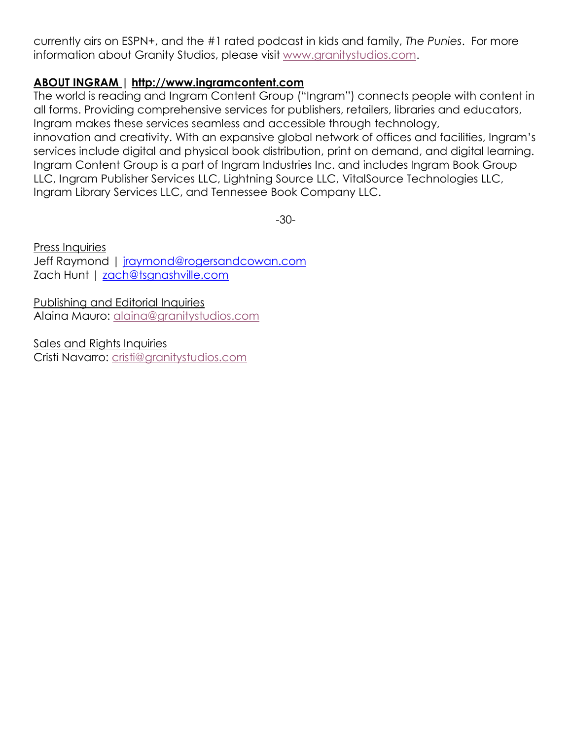currently airs on ESPN+, and the #1 rated podcast in kids and family, *The Punies*. For more information about Granity Studios, please visit [www.granitystudios.com](http://www.granitystudios.com).

**ABOUT INGRAM | http://www.ingramcontent.com**

The world is reading and Ingram Content Group ("Ingram") connects people with content in all forms. Providing comprehensive services for publishers, retailers, libraries and educators, Ingram makes these services seamless and accessible through technology, innovation and creativity. With an expansive global network of offices and facilities, Ingram's services include digital and physical book distribution, print on demand, and digital learning. Ingram Content Group is a part of Ingram Industries Inc. and includes Ingram Book Group LLC, Ingram Publisher Services LLC, Lightning Source LLC, VitalSource Technologies LLC, Ingram Library Services LLC, and Tennessee Book Company LLC.

-30-

Press Inquiries
Jeff Raymond | jraymond@rogersandcowan.com
Zach Hunt | zach@tsgnashville.com

Publishing and Editorial Inquiries
Alaina Mauro: alaina@granitystudios.com

Sales and Rights Inquiries
Cristi Navarro: cristi@granitystudios.com